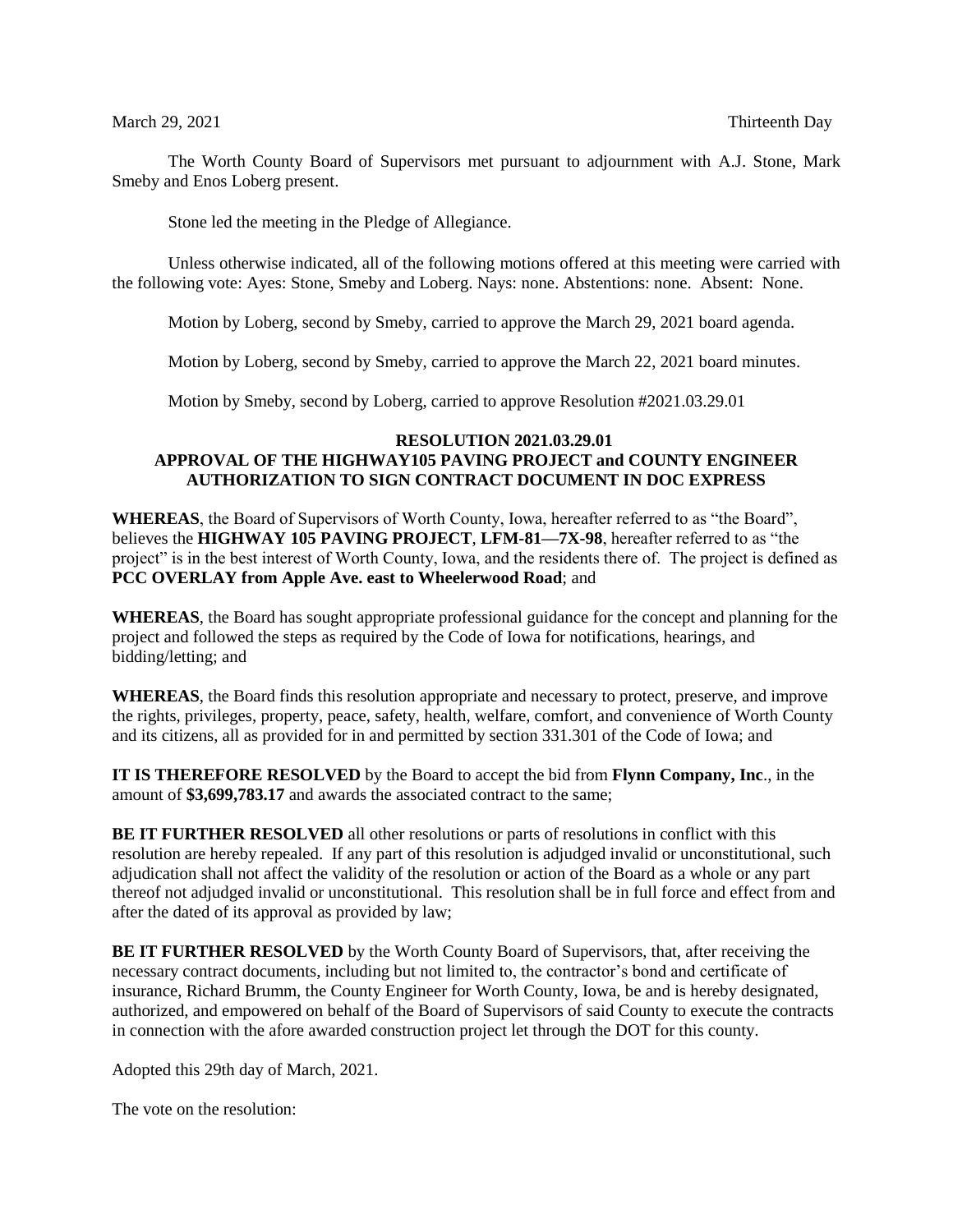March 29, 2021 Thirteenth Day

The Worth County Board of Supervisors met pursuant to adjournment with A.J. Stone, Mark Smeby and Enos Loberg present.

Stone led the meeting in the Pledge of Allegiance.

Unless otherwise indicated, all of the following motions offered at this meeting were carried with the following vote: Ayes: Stone, Smeby and Loberg. Nays: none. Abstentions: none. Absent: None.

Motion by Loberg, second by Smeby, carried to approve the March 29, 2021 board agenda.

Motion by Loberg, second by Smeby, carried to approve the March 22, 2021 board minutes.

Motion by Smeby, second by Loberg, carried to approve Resolution #2021.03.29.01

**RESOLUTION 2021.03.29.01**
**APPROVAL OF THE HIGHWAY105 PAVING PROJECT and COUNTY ENGINEER AUTHORIZATION TO SIGN CONTRACT DOCUMENT IN DOC EXPRESS**

**WHEREAS**, the Board of Supervisors of Worth County, Iowa, hereafter referred to as "the Board", believes the **HIGHWAY 105 PAVING PROJECT**, **LFM-81—7X-98**, hereafter referred to as "the project" is in the best interest of Worth County, Iowa, and the residents there of. The project is defined as **PCC OVERLAY from Apple Ave. east to Wheelerwood Road**; and

**WHEREAS**, the Board has sought appropriate professional guidance for the concept and planning for the project and followed the steps as required by the Code of Iowa for notifications, hearings, and bidding/letting; and

**WHEREAS**, the Board finds this resolution appropriate and necessary to protect, preserve, and improve the rights, privileges, property, peace, safety, health, welfare, comfort, and convenience of Worth County and its citizens, all as provided for in and permitted by section 331.301 of the Code of Iowa; and

**IT IS THEREFORE RESOLVED** by the Board to accept the bid from **Flynn Company, Inc**., in the amount of **$3,699,783.17** and awards the associated contract to the same;

**BE IT FURTHER RESOLVED** all other resolutions or parts of resolutions in conflict with this resolution are hereby repealed. If any part of this resolution is adjudged invalid or unconstitutional, such adjudication shall not affect the validity of the resolution or action of the Board as a whole or any part thereof not adjudged invalid or unconstitutional. This resolution shall be in full force and effect from and after the dated of its approval as provided by law;

**BE IT FURTHER RESOLVED** by the Worth County Board of Supervisors, that, after receiving the necessary contract documents, including but not limited to, the contractor's bond and certificate of insurance, Richard Brumm, the County Engineer for Worth County, Iowa, be and is hereby designated, authorized, and empowered on behalf of the Board of Supervisors of said County to execute the contracts in connection with the afore awarded construction project let through the DOT for this county.

Adopted this 29th day of March, 2021.

The vote on the resolution: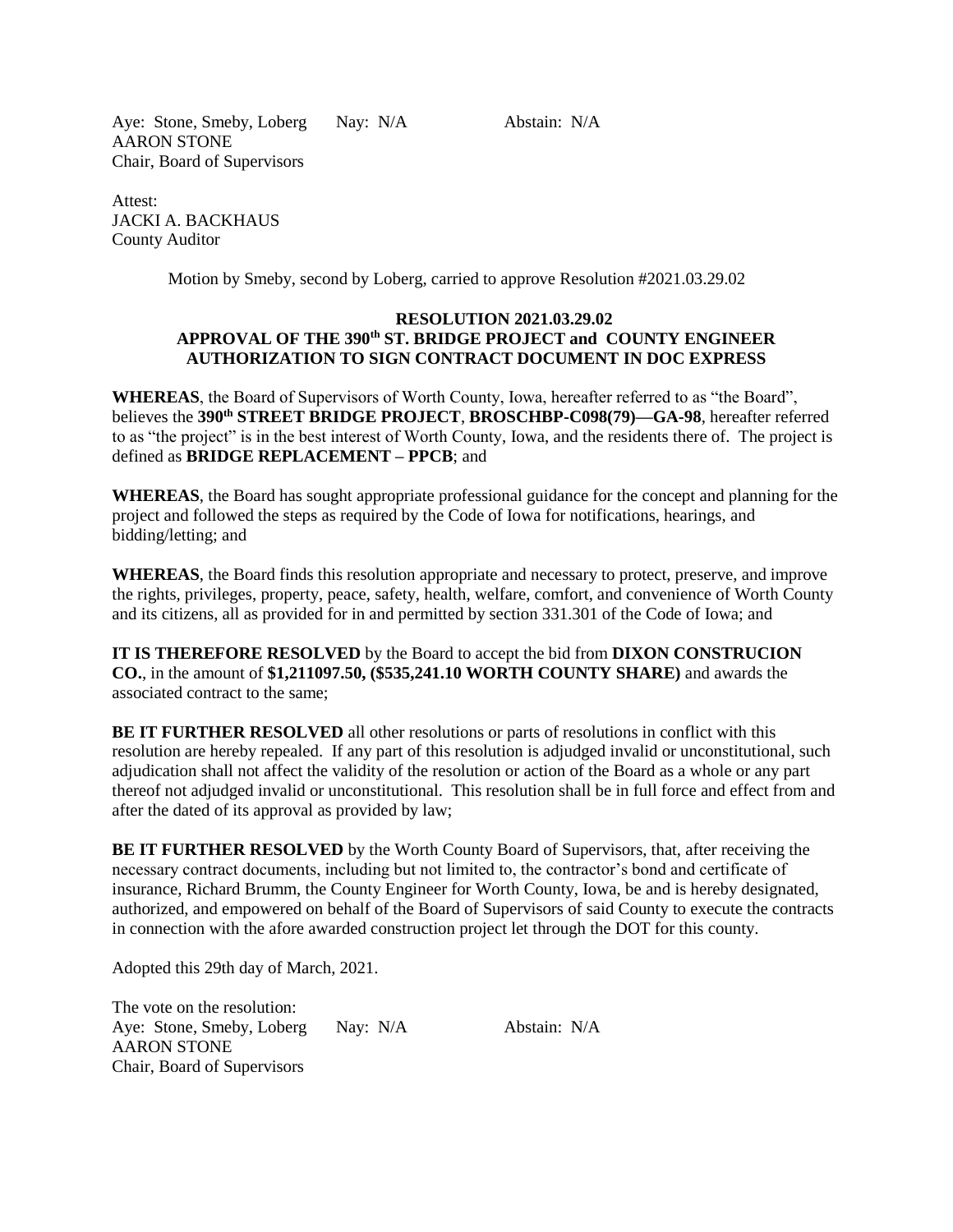Aye: Stone, Smeby, Loberg Nay: N/A Abstain: N/A
AARON STONE
Chair, Board of Supervisors

Attest:
JACKI A. BACKHAUS
County Auditor

Motion by Smeby, second by Loberg, carried to approve Resolution #2021.03.29.02

**RESOLUTION 2021.03.29.02**
**APPROVAL OF THE 390th ST. BRIDGE PROJECT and COUNTY ENGINEER AUTHORIZATION TO SIGN CONTRACT DOCUMENT IN DOC EXPRESS**

**WHEREAS**, the Board of Supervisors of Worth County, Iowa, hereafter referred to as "the Board", believes the **390th STREET BRIDGE PROJECT**, **BROSCHBP-C098(79)—GA-98**, hereafter referred to as "the project" is in the best interest of Worth County, Iowa, and the residents there of. The project is defined as **BRIDGE REPLACEMENT – PPCB**; and

**WHEREAS**, the Board has sought appropriate professional guidance for the concept and planning for the project and followed the steps as required by the Code of Iowa for notifications, hearings, and bidding/letting; and

**WHEREAS**, the Board finds this resolution appropriate and necessary to protect, preserve, and improve the rights, privileges, property, peace, safety, health, welfare, comfort, and convenience of Worth County and its citizens, all as provided for in and permitted by section 331.301 of the Code of Iowa; and

**IT IS THEREFORE RESOLVED** by the Board to accept the bid from **DIXON CONSTRUCION CO.**, in the amount of **$1,211097.50, ($535,241.10 WORTH COUNTY SHARE)** and awards the associated contract to the same;

**BE IT FURTHER RESOLVED** all other resolutions or parts of resolutions in conflict with this resolution are hereby repealed. If any part of this resolution is adjudged invalid or unconstitutional, such adjudication shall not affect the validity of the resolution or action of the Board as a whole or any part thereof not adjudged invalid or unconstitutional. This resolution shall be in full force and effect from and after the dated of its approval as provided by law;

**BE IT FURTHER RESOLVED** by the Worth County Board of Supervisors, that, after receiving the necessary contract documents, including but not limited to, the contractor's bond and certificate of insurance, Richard Brumm, the County Engineer for Worth County, Iowa, be and is hereby designated, authorized, and empowered on behalf of the Board of Supervisors of said County to execute the contracts in connection with the afore awarded construction project let through the DOT for this county.

Adopted this 29th day of March, 2021.

The vote on the resolution:
Aye: Stone, Smeby, Loberg Nay: N/A Abstain: N/A
AARON STONE
Chair, Board of Supervisors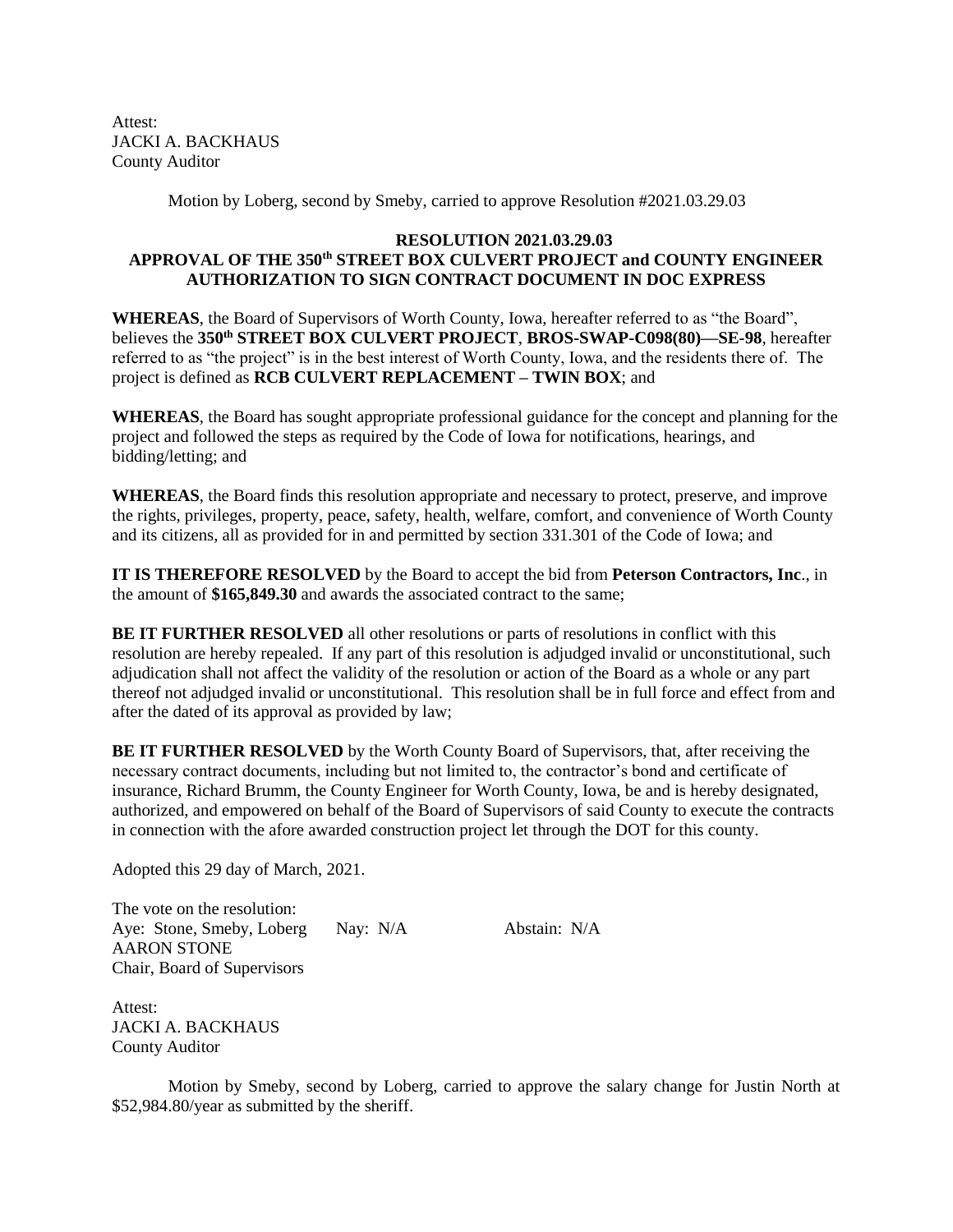Attest:
JACKI A. BACKHAUS
County Auditor

Motion by Loberg, second by Smeby, carried to approve Resolution #2021.03.29.03

**RESOLUTION 2021.03.29.03**
**APPROVAL OF THE 350th STREET BOX CULVERT PROJECT and COUNTY ENGINEER AUTHORIZATION TO SIGN CONTRACT DOCUMENT IN DOC EXPRESS**

**WHEREAS**, the Board of Supervisors of Worth County, Iowa, hereafter referred to as "the Board", believes the **350th STREET BOX CULVERT PROJECT**, **BROS-SWAP-C098(80)—SE-98**, hereafter referred to as "the project" is in the best interest of Worth County, Iowa, and the residents there of. The project is defined as **RCB CULVERT REPLACEMENT – TWIN BOX**; and

**WHEREAS**, the Board has sought appropriate professional guidance for the concept and planning for the project and followed the steps as required by the Code of Iowa for notifications, hearings, and bidding/letting; and

**WHEREAS**, the Board finds this resolution appropriate and necessary to protect, preserve, and improve the rights, privileges, property, peace, safety, health, welfare, comfort, and convenience of Worth County and its citizens, all as provided for in and permitted by section 331.301 of the Code of Iowa; and

**IT IS THEREFORE RESOLVED** by the Board to accept the bid from **Peterson Contractors, Inc**., in the amount of **$165,849.30** and awards the associated contract to the same;

**BE IT FURTHER RESOLVED** all other resolutions or parts of resolutions in conflict with this resolution are hereby repealed. If any part of this resolution is adjudged invalid or unconstitutional, such adjudication shall not affect the validity of the resolution or action of the Board as a whole or any part thereof not adjudged invalid or unconstitutional. This resolution shall be in full force and effect from and after the dated of its approval as provided by law;

**BE IT FURTHER RESOLVED** by the Worth County Board of Supervisors, that, after receiving the necessary contract documents, including but not limited to, the contractor's bond and certificate of insurance, Richard Brumm, the County Engineer for Worth County, Iowa, be and is hereby designated, authorized, and empowered on behalf of the Board of Supervisors of said County to execute the contracts in connection with the afore awarded construction project let through the DOT for this county.

Adopted this 29 day of March, 2021.

The vote on the resolution:
Aye: Stone, Smeby, Loberg Nay: N/A Abstain: N/A
AARON STONE
Chair, Board of Supervisors

Attest:
JACKI A. BACKHAUS
County Auditor

Motion by Smeby, second by Loberg, carried to approve the salary change for Justin North at $52,984.80/year as submitted by the sheriff.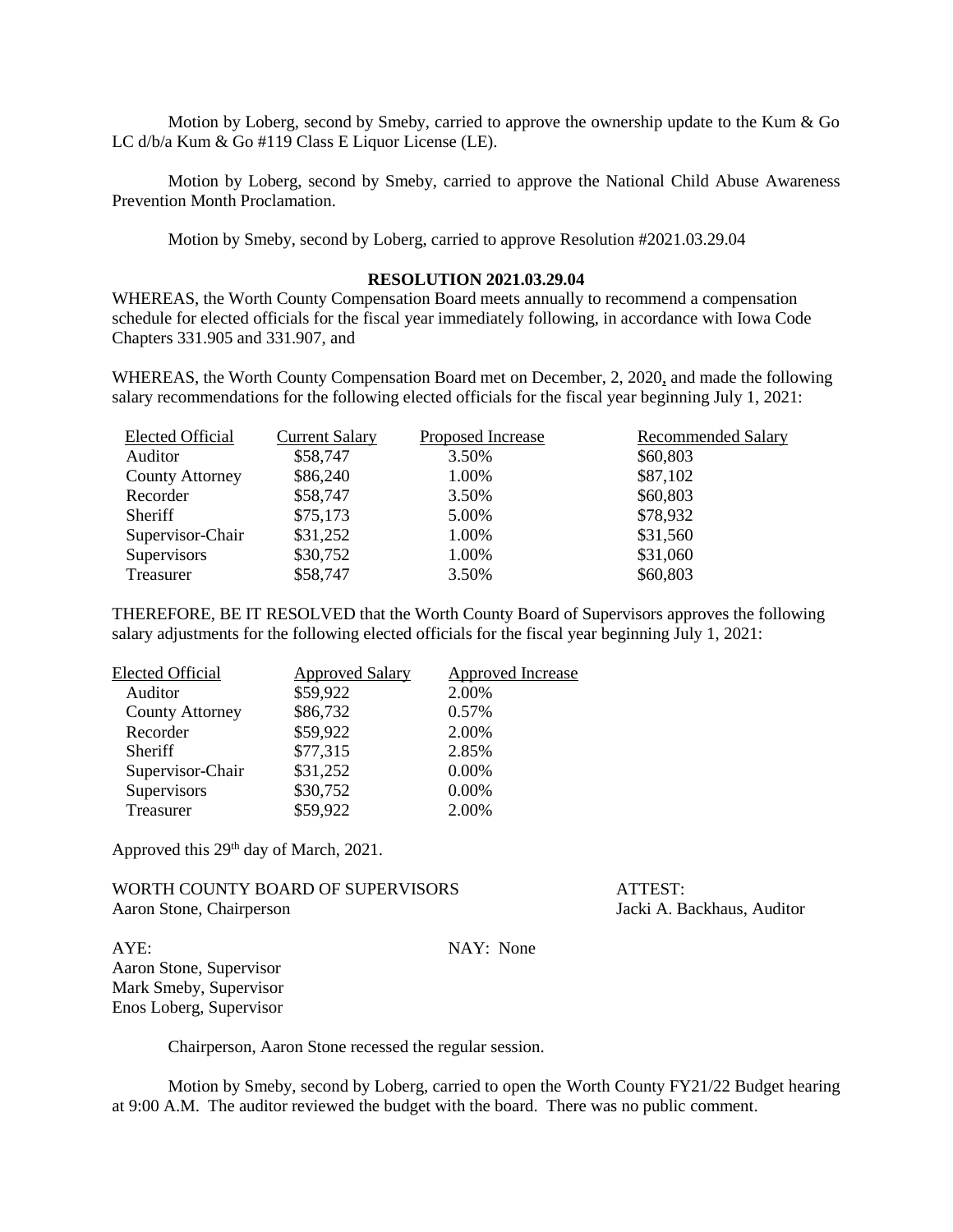Motion by Loberg, second by Smeby, carried to approve the ownership update to the Kum & Go LC d/b/a Kum & Go #119 Class E Liquor License (LE).

Motion by Loberg, second by Smeby, carried to approve the National Child Abuse Awareness Prevention Month Proclamation.

Motion by Smeby, second by Loberg, carried to approve Resolution #2021.03.29.04

**RESOLUTION 2021.03.29.04**

WHEREAS, the Worth County Compensation Board meets annually to recommend a compensation schedule for elected officials for the fiscal year immediately following, in accordance with Iowa Code Chapters 331.905 and 331.907, and

WHEREAS, the Worth County Compensation Board met on December, 2, 2020, and made the following salary recommendations for the following elected officials for the fiscal year beginning July 1, 2021:

| Elected Official | Current Salary | Proposed Increase | Recommended Salary |
|---|---|---|---|
| Auditor | $58,747 | 3.50% | $60,803 |
| County Attorney | $86,240 | 1.00% | $87,102 |
| Recorder | $58,747 | 3.50% | $60,803 |
| Sheriff | $75,173 | 5.00% | $78,932 |
| Supervisor-Chair | $31,252 | 1.00% | $31,560 |
| Supervisors | $30,752 | 1.00% | $31,060 |
| Treasurer | $58,747 | 3.50% | $60,803 |

THEREFORE, BE IT RESOLVED that the Worth County Board of Supervisors approves the following salary adjustments for the following elected officials for the fiscal year beginning July 1, 2021:

| Elected Official | Approved Salary | Approved Increase |
|---|---|---|
| Auditor | $59,922 | 2.00% |
| County Attorney | $86,732 | 0.57% |
| Recorder | $59,922 | 2.00% |
| Sheriff | $77,315 | 2.85% |
| Supervisor-Chair | $31,252 | 0.00% |
| Supervisors | $30,752 | 0.00% |
| Treasurer | $59,922 | 2.00% |

Approved this 29th day of March, 2021.

WORTH COUNTY BOARD OF SUPERVISORS
Aaron Stone, Chairperson

ATTEST:
Jacki A. Backhaus, Auditor

AYE:
Aaron Stone, Supervisor
Mark Smeby, Supervisor
Enos Loberg, Supervisor

NAY: None

Chairperson, Aaron Stone recessed the regular session.

Motion by Smeby, second by Loberg, carried to open the Worth County FY21/22 Budget hearing at 9:00 A.M. The auditor reviewed the budget with the board. There was no public comment.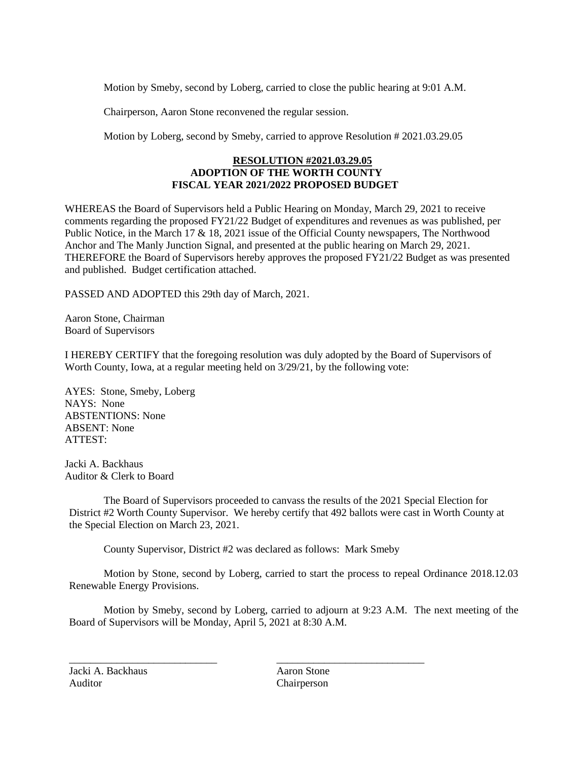Motion by Smeby, second by Loberg, carried to close the public hearing at 9:01 A.M.

Chairperson, Aaron Stone reconvened the regular session.

Motion by Loberg, second by Smeby, carried to approve Resolution # 2021.03.29.05

**RESOLUTION #2021.03.29.05**
**ADOPTION OF THE WORTH COUNTY**
**FISCAL YEAR 2021/2022 PROPOSED BUDGET**

WHEREAS the Board of Supervisors held a Public Hearing on Monday, March 29, 2021 to receive comments regarding the proposed FY21/22 Budget of expenditures and revenues as was published, per Public Notice, in the March 17 & 18, 2021 issue of the Official County newspapers, The Northwood Anchor and The Manly Junction Signal, and presented at the public hearing on March 29, 2021. THEREFORE the Board of Supervisors hereby approves the proposed FY21/22 Budget as was presented and published. Budget certification attached.

PASSED AND ADOPTED this 29th day of March, 2021.

Aaron Stone, Chairman
Board of Supervisors

I HEREBY CERTIFY that the foregoing resolution was duly adopted by the Board of Supervisors of Worth County, Iowa, at a regular meeting held on 3/29/21, by the following vote:

AYES: Stone, Smeby, Loberg
NAYS: None
ABSTENTIONS: None
ABSENT: None
ATTEST:

Jacki A. Backhaus
Auditor & Clerk to Board

The Board of Supervisors proceeded to canvass the results of the 2021 Special Election for District #2 Worth County Supervisor. We hereby certify that 492 ballots were cast in Worth County at the Special Election on March 23, 2021.

County Supervisor, District #2 was declared as follows: Mark Smeby

Motion by Stone, second by Loberg, carried to start the process to repeal Ordinance 2018.12.03 Renewable Energy Provisions.

Motion by Smeby, second by Loberg, carried to adjourn at 9:23 A.M. The next meeting of the Board of Supervisors will be Monday, April 5, 2021 at 8:30 A.M.

_____________________________ _____________________________

Jacki A. Backhaus Aaron Stone
Auditor Chairperson